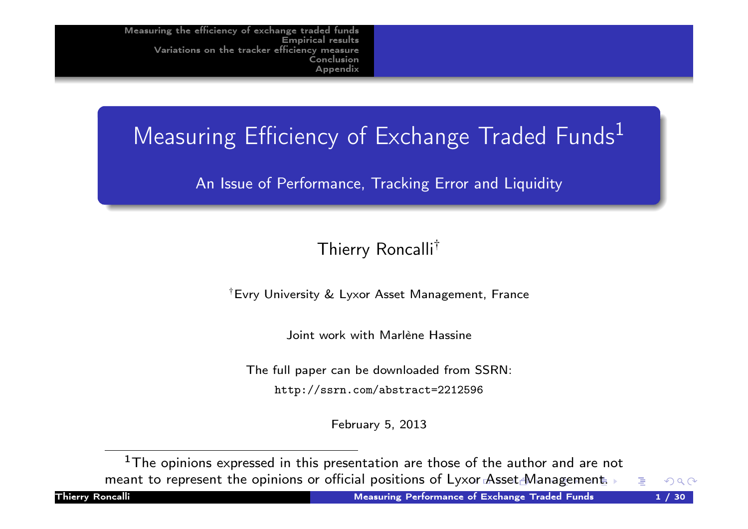# Measuring Efficiency of Exchange Traded Funds[1]

## An Issue of Performance, Tracking Error and Liquidity

Thierry Roncalli[†]

[†]Evry University & Lyxor Asset Management, France

Joint work with Marlène Hassine

The full paper can be downloaded from SSRN:

http://ssrn.com/abstract=2212596

February 5, 2013

---

[1]The opinions expressed in this presentation are those of the author and are not meant to represent the opinions or official positions of Lyxor Asset Management.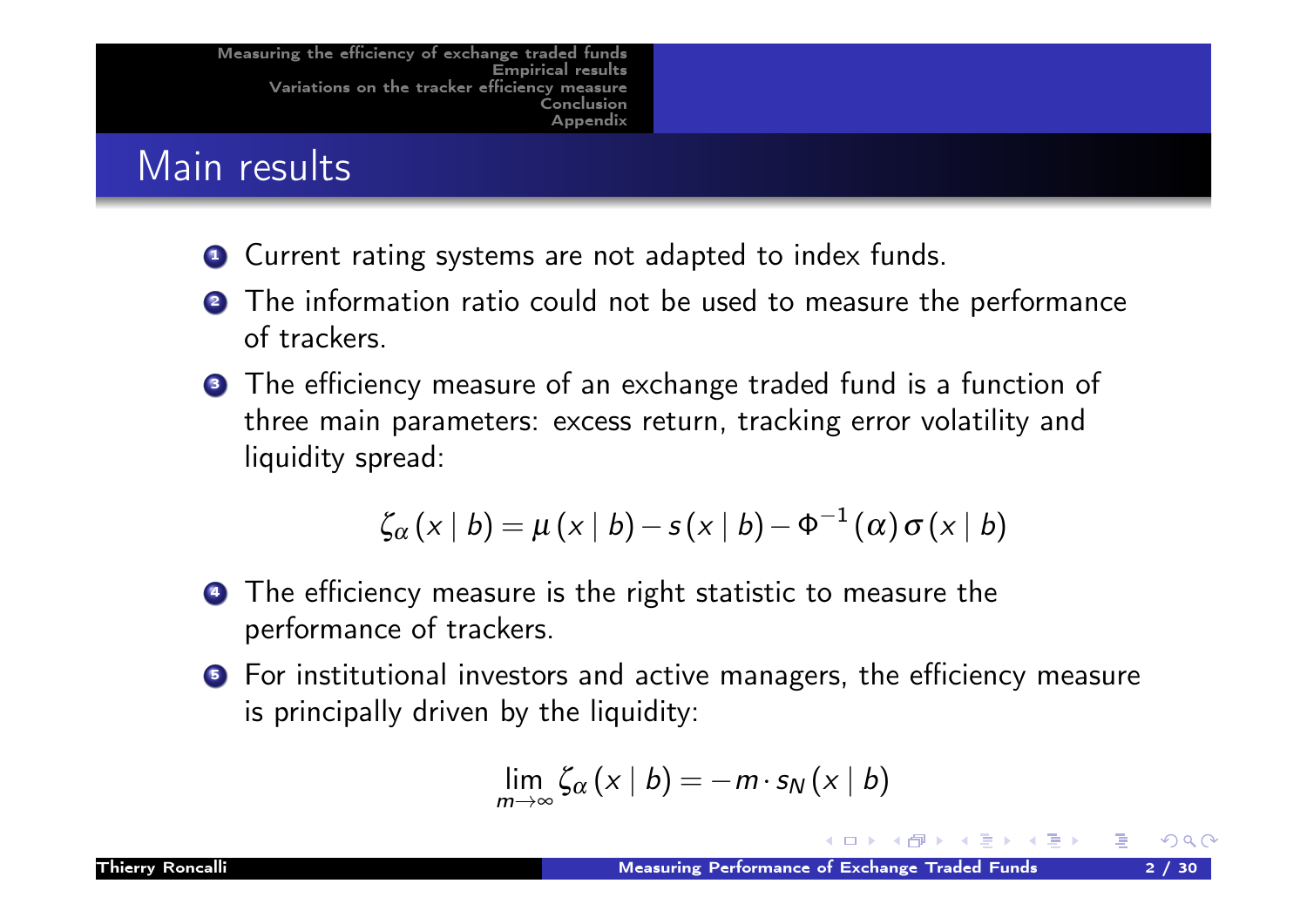## Main results

1. Current rating systems are not adapted to index funds.
2. The information ratio could not be used to measure the performance of trackers.
3. The efficiency measure of an exchange traded fund is a function of three main parameters: excess return, tracking error volatility and liquidity spread:

$$\zeta_{\alpha}(x \mid b) = \mu(x \mid b) - s(x \mid b) - \Phi^{-1}(\alpha)\,\sigma(x \mid b)$$

4. The efficiency measure is the right statistic to measure the performance of trackers.
5. For institutional investors and active managers, the efficiency measure is principally driven by the liquidity:

$$\lim_{m \to \infty} \zeta_{\alpha}(x \mid b) = -m \cdot s_N(x \mid b)$$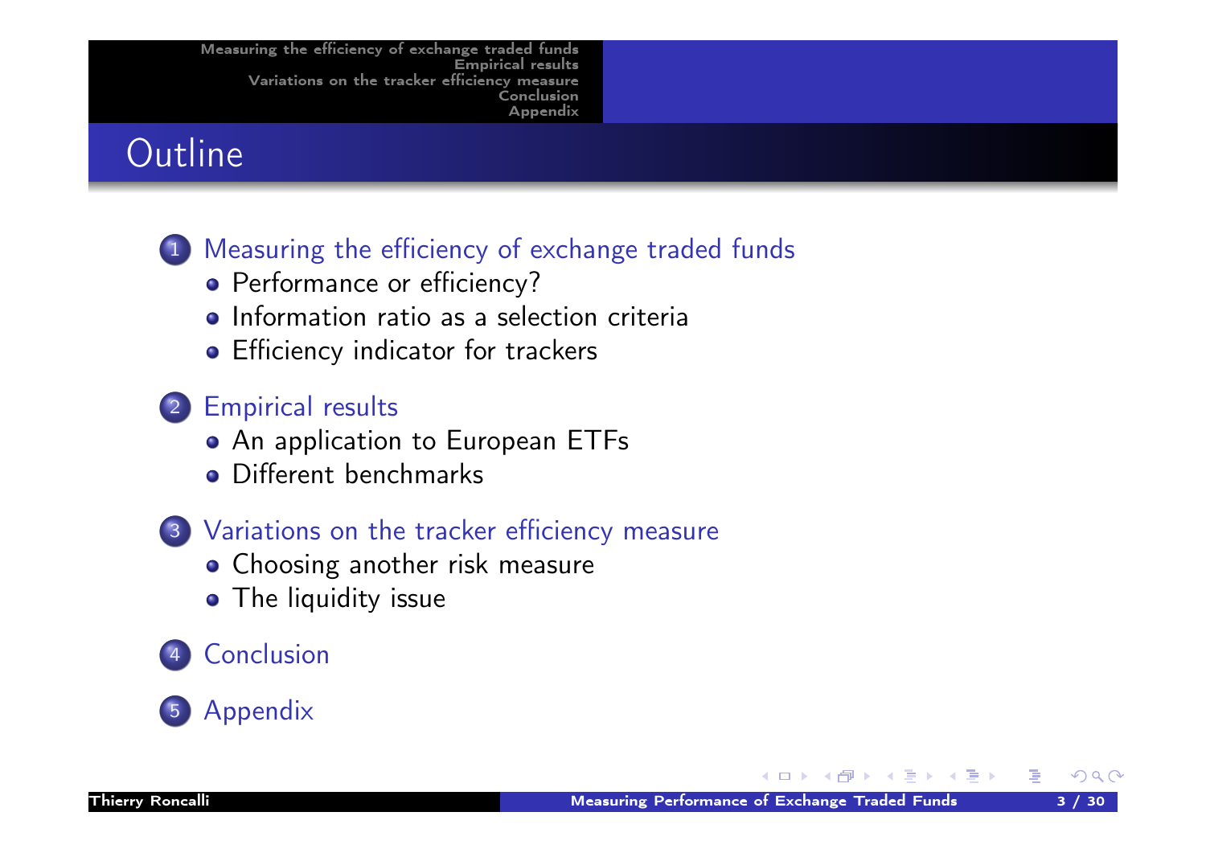# Outline

1. Measuring the efficiency of exchange traded funds
   - Performance or efficiency?
   - Information ratio as a selection criteria
   - Efficiency indicator for trackers
2. Empirical results
   - An application to European ETFs
   - Different benchmarks
3. Variations on the tracker efficiency measure
   - Choosing another risk measure
   - The liquidity issue
4. Conclusion
5. Appendix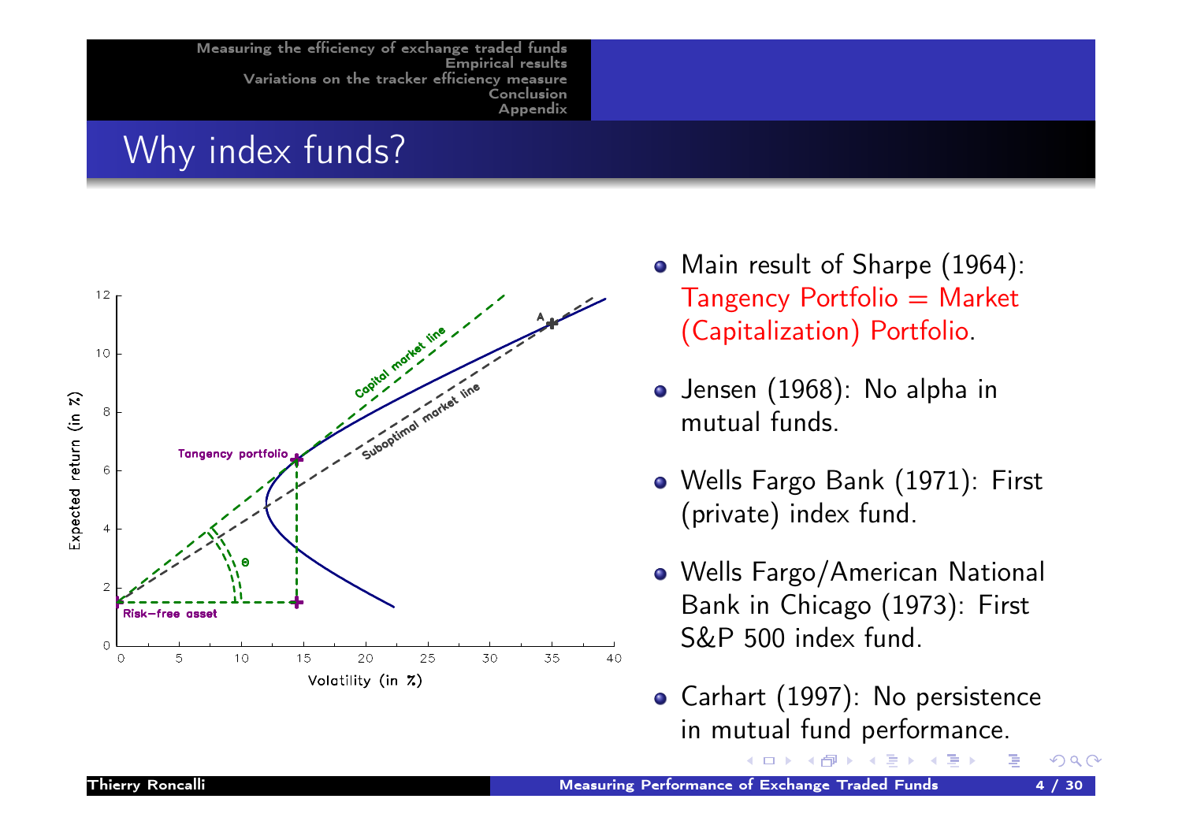# Why index funds?

- Main result of Sharpe (1964): Tangency Portfolio = Market (Capitalization) Portfolio.
- Jensen (1968): No alpha in mutual funds.
- Wells Fargo Bank (1971): First (private) index fund.
- Wells Fargo/American National Bank in Chicago (1973): First S&P 500 index fund.
- Carhart (1997): No persistence in mutual fund performance.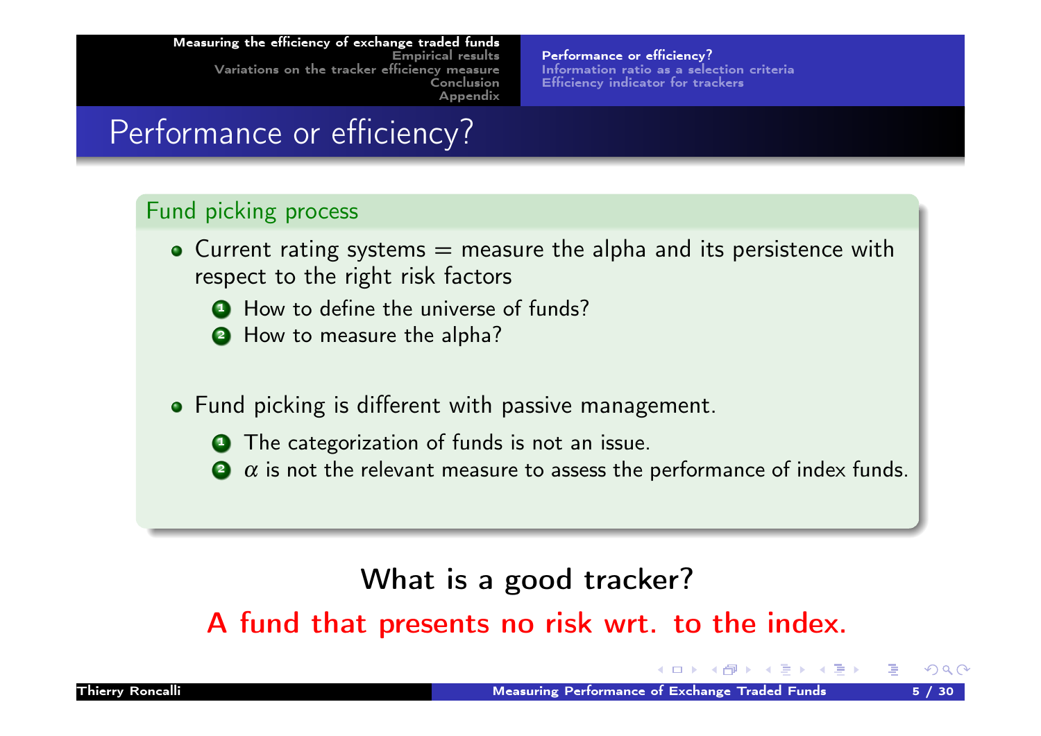# Performance or efficiency?

## Fund picking process

- Current rating systems = measure the alpha and its persistence with respect to the right risk factors
  1. How to define the universe of funds?
  2. How to measure the alpha?

- Fund picking is different with passive management.
  1. The categorization of funds is not an issue.
  2. $\alpha$ is not the relevant measure to assess the performance of index funds.

What is a good tracker?

**A fund that presents no risk wrt. to the index.**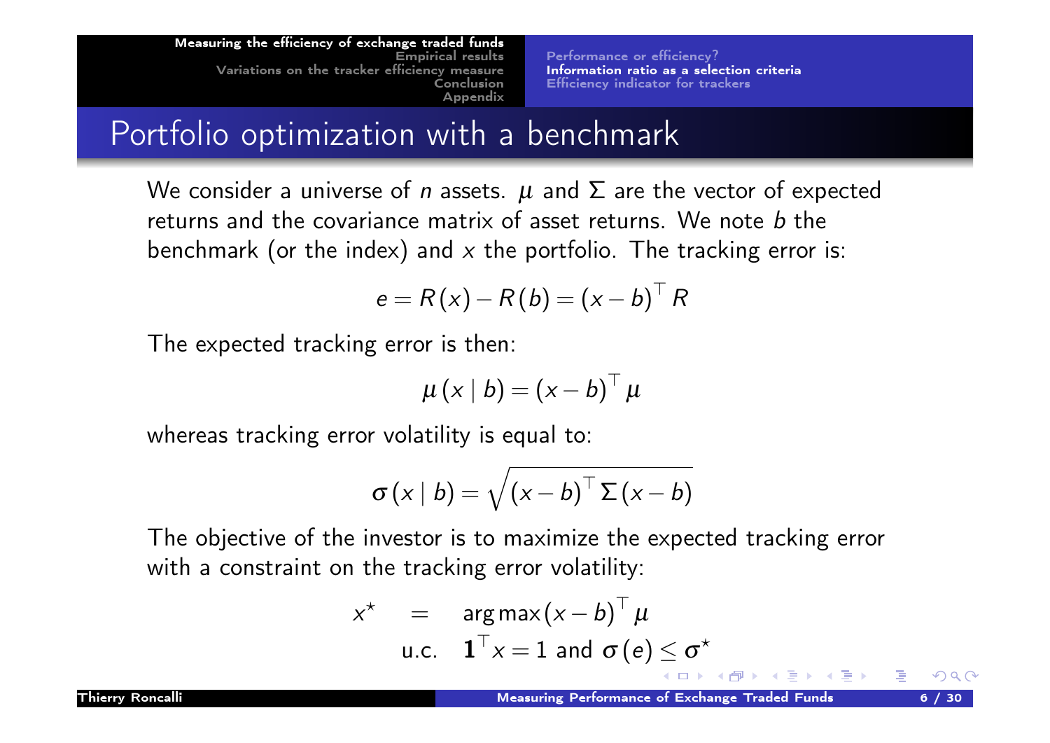# Portfolio optimization with a benchmark

We consider a universe of $n$ assets. $\mu$ and $\Sigma$ are the vector of expected returns and the covariance matrix of asset returns. We note $b$ the benchmark (or the index) and $x$ the portfolio. The tracking error is:

$$e = R(x) - R(b) = (x - b)^\top R$$

The expected tracking error is then:

$$\mu(x \mid b) = (x - b)^\top \mu$$

whereas tracking error volatility is equal to:

$$\sigma(x \mid b) = \sqrt{(x - b)^\top \Sigma (x - b)}$$

The objective of the investor is to maximize the expected tracking error with a constraint on the tracking error volatility:

$$\begin{aligned} x^\star &= \arg\max (x - b)^\top \mu \\ &\text{u.c.} \quad \mathbf{1}^\top x = 1 \text{ and } \sigma(e) \leq \sigma^\star \end{aligned}$$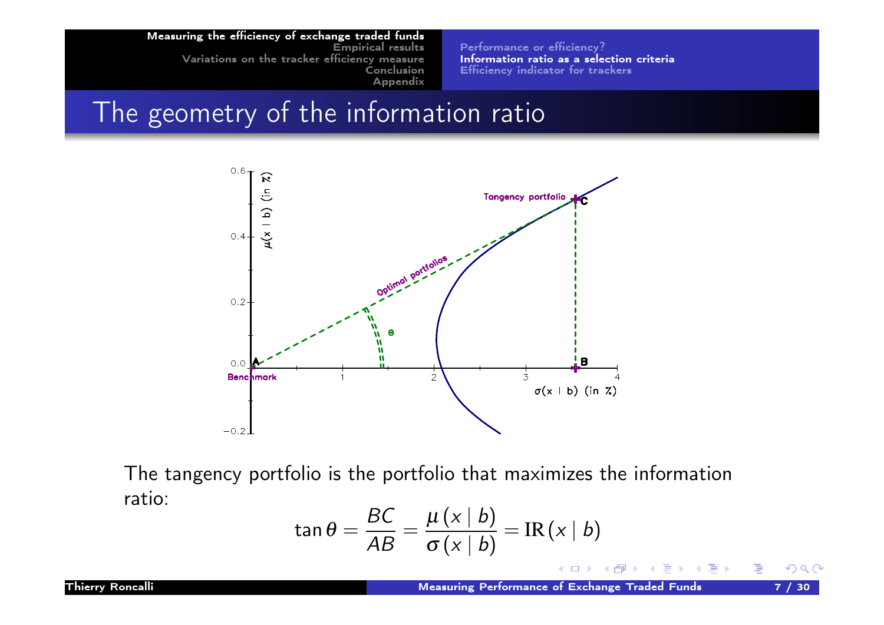## The geometry of the information ratio

The tangency portfolio is the portfolio that maximizes the information ratio:

$$\tan\theta = \frac{BC}{AB} = \frac{\mu(x \mid b)}{\sigma(x \mid b)} = \mathrm{IR}(x \mid b)$$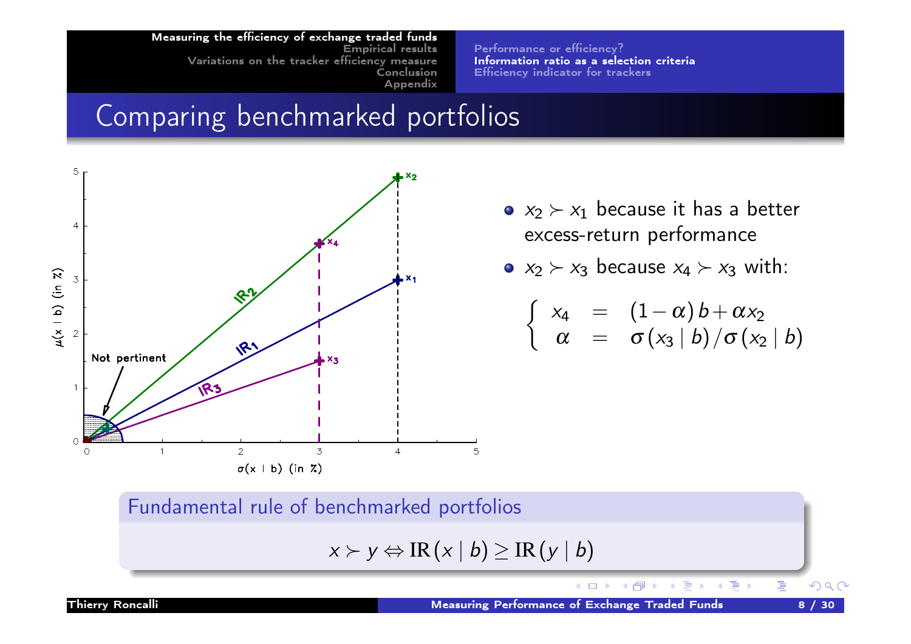# Comparing benchmarked portfolios

- $x_2 \succ x_1$ because it has a better excess-return performance
- $x_2 \succ x_3$ because $x_4 \succ x_3$ with:

$$\left\{ \begin{array}{lcl} x_4 & = & (1-\alpha)\, b + \alpha x_2 \\ \alpha & = & \sigma(x_3 \mid b) / \sigma(x_2 \mid b) \end{array} \right.$$

**Fundamental rule of benchmarked portfolios**

$$x \succ y \Leftrightarrow \mathrm{IR}(x \mid b) \geq \mathrm{IR}(y \mid b)$$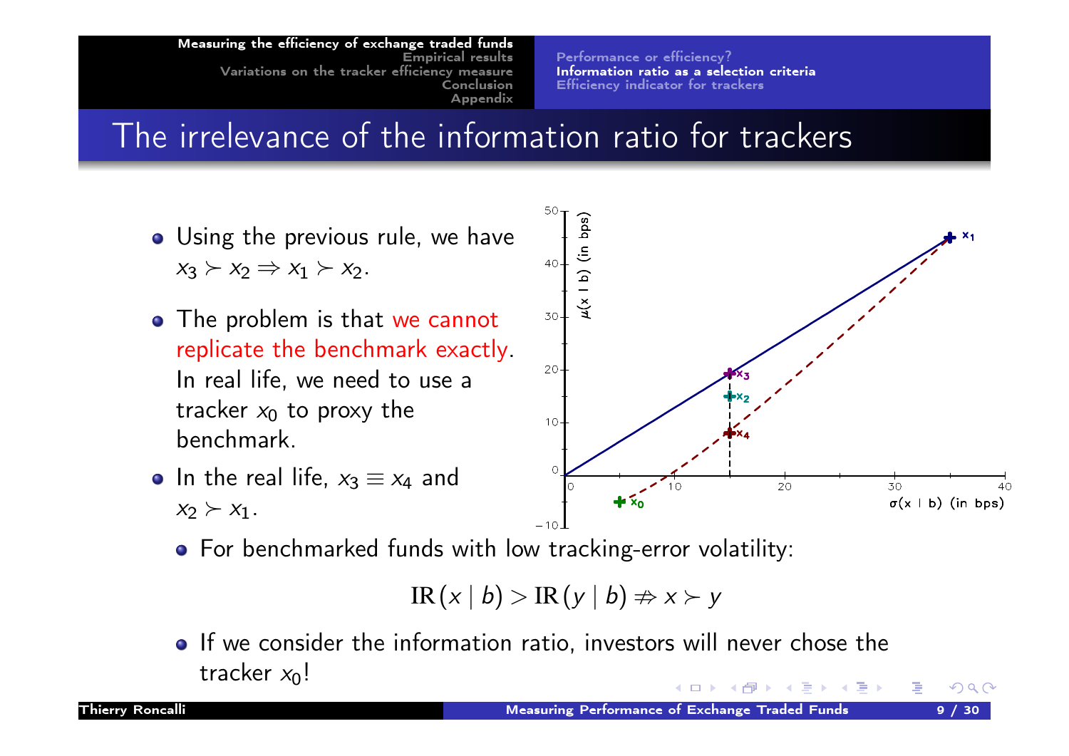# The irrelevance of the information ratio for trackers

- Using the previous rule, we have $x_3 \succ x_2 \Rightarrow x_1 \succ x_2$.
- The problem is that we cannot replicate the benchmark exactly. In real life, we need to use a tracker $x_0$ to proxy the benchmark.
- In the real life, $x_3 \equiv x_4$ and $x_2 \succ x_1$.
  - For benchmarked funds with low tracking-error volatility:

$$\mathrm{IR}(x \mid b) > \mathrm{IR}(y \mid b) \nRightarrow x \succ y$$

  - If we consider the information ratio, investors will never chose the tracker $x_0$!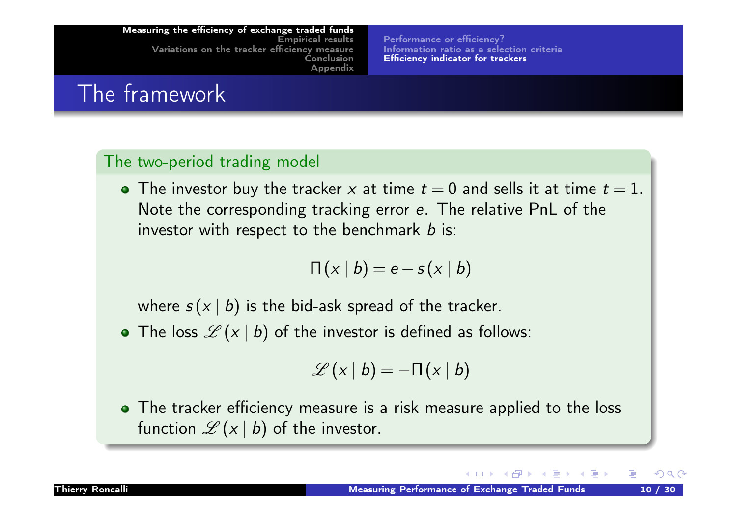# The framework

## The two-period trading model

- The investor buy the tracker $x$ at time $t = 0$ and sells it at time $t = 1$. Note the corresponding tracking error $e$. The relative PnL of the investor with respect to the benchmark $b$ is:

$$\Pi(x \mid b) = e - s(x \mid b)$$

  where $s(x \mid b)$ is the bid-ask spread of the tracker.

- The loss $\mathscr{L}(x \mid b)$ of the investor is defined as follows:

$$\mathscr{L}(x \mid b) = -\Pi(x \mid b)$$

- The tracker efficiency measure is a risk measure applied to the loss function $\mathscr{L}(x \mid b)$ of the investor.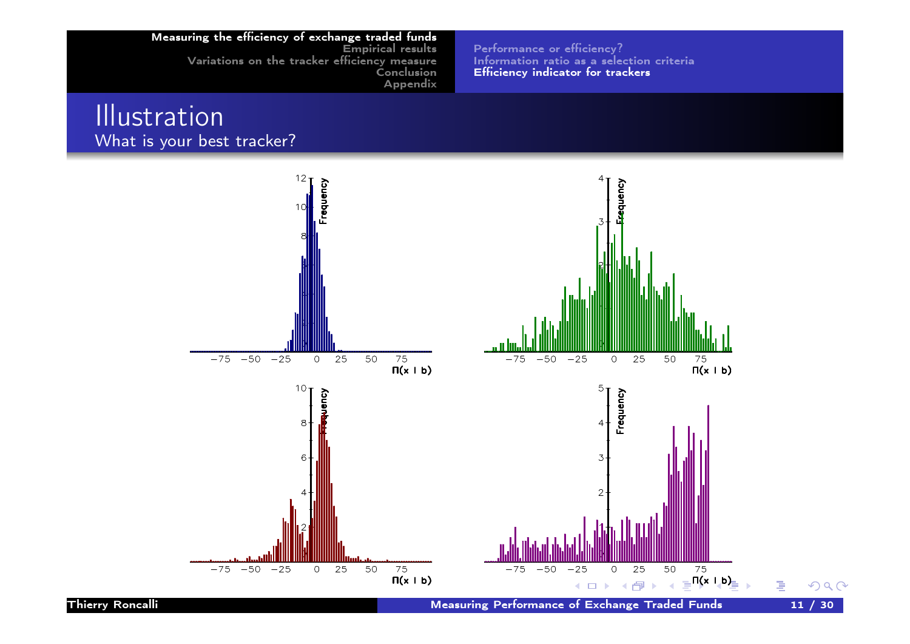# Illustration

## What is your best tracker?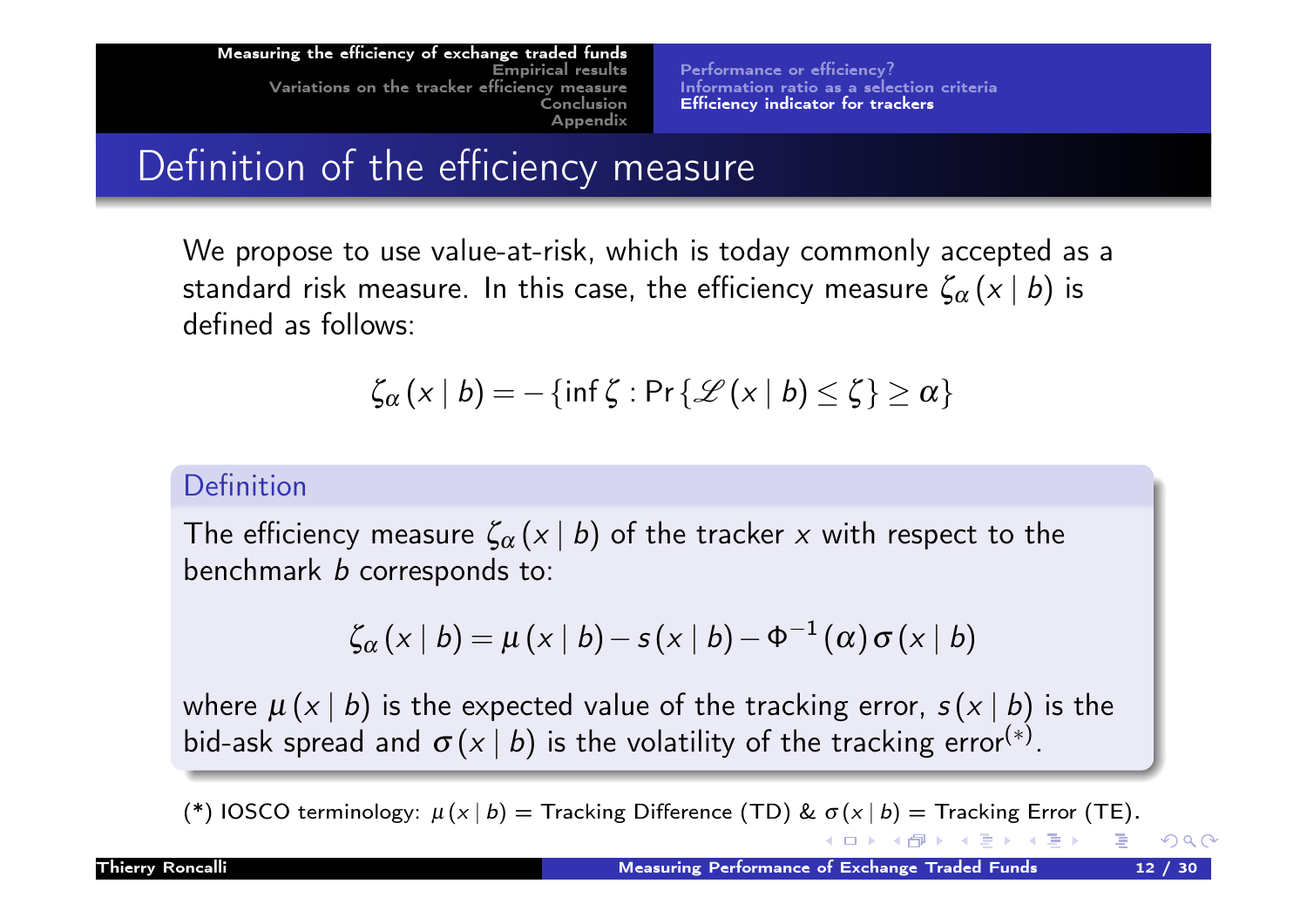# Definition of the efficiency measure

We propose to use value-at-risk, which is today commonly accepted as a standard risk measure. In this case, the efficiency measure $\zeta_\alpha(x \mid b)$ is defined as follows:

$$\zeta_\alpha(x \mid b) = -\{\inf \zeta : \Pr\{\mathscr{L}(x \mid b) \leq \zeta\} \geq \alpha\}$$

**Definition**

The efficiency measure $\zeta_\alpha(x \mid b)$ of the tracker $x$ with respect to the benchmark $b$ corresponds to:

$$\zeta_\alpha(x \mid b) = \mu(x \mid b) - s(x \mid b) - \Phi^{-1}(\alpha)\,\sigma(x \mid b)$$

where $\mu(x \mid b)$ is the expected value of the tracking error, $s(x \mid b)$ is the bid-ask spread and $\sigma(x \mid b)$ is the volatility of the tracking error(*).

(*) IOSCO terminology: $\mu(x \mid b)$ = Tracking Difference (TD) & $\sigma(x \mid b)$ = Tracking Error (TE).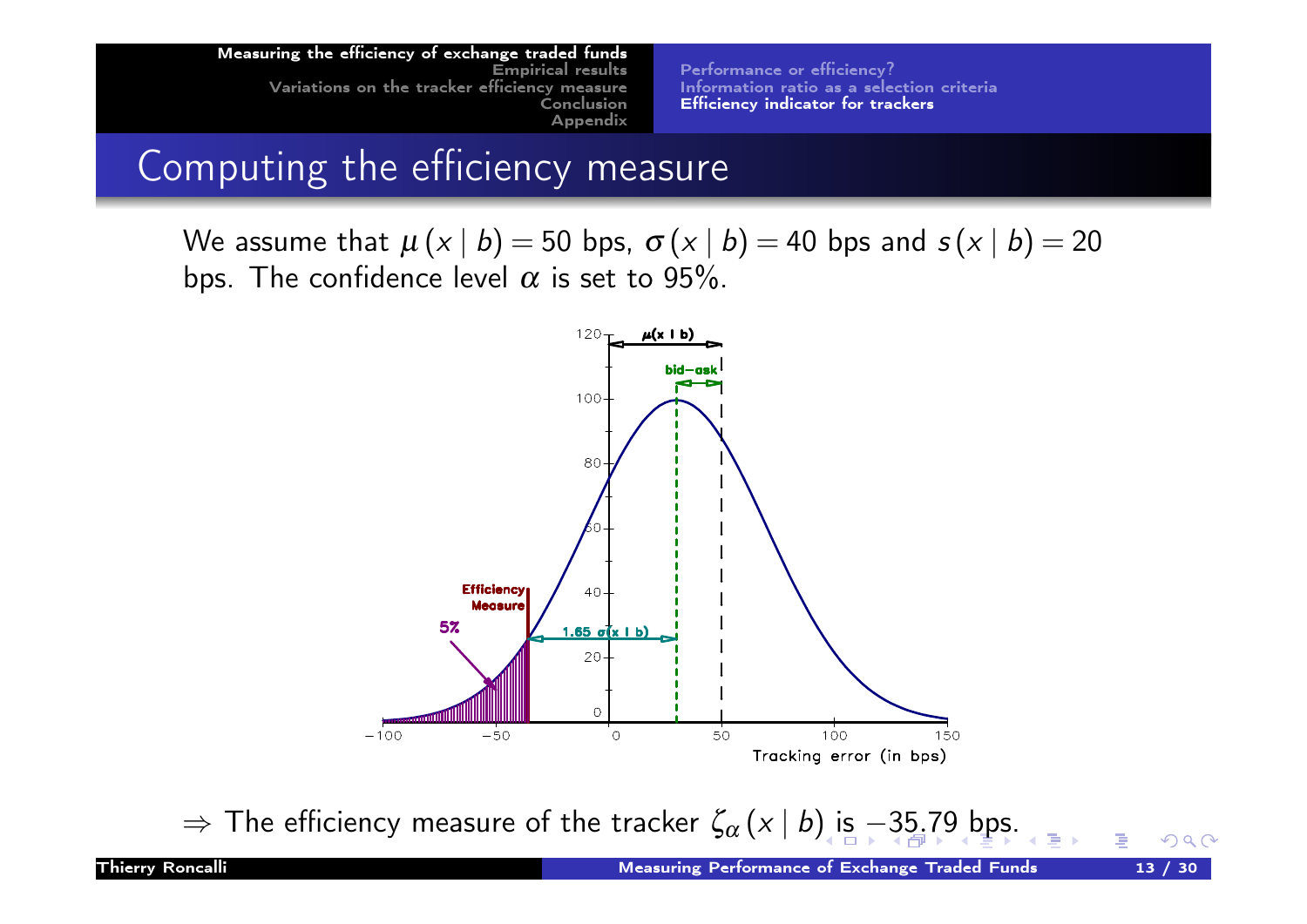# Computing the efficiency measure

We assume that $\mu(x \mid b) = 50$ bps, $\sigma(x \mid b) = 40$ bps and $s(x \mid b) = 20$ bps. The confidence level $\alpha$ is set to 95%.

$\Rightarrow$ The efficiency measure of the tracker $\zeta_{\alpha}(x \mid b)$ is $-35.79$ bps.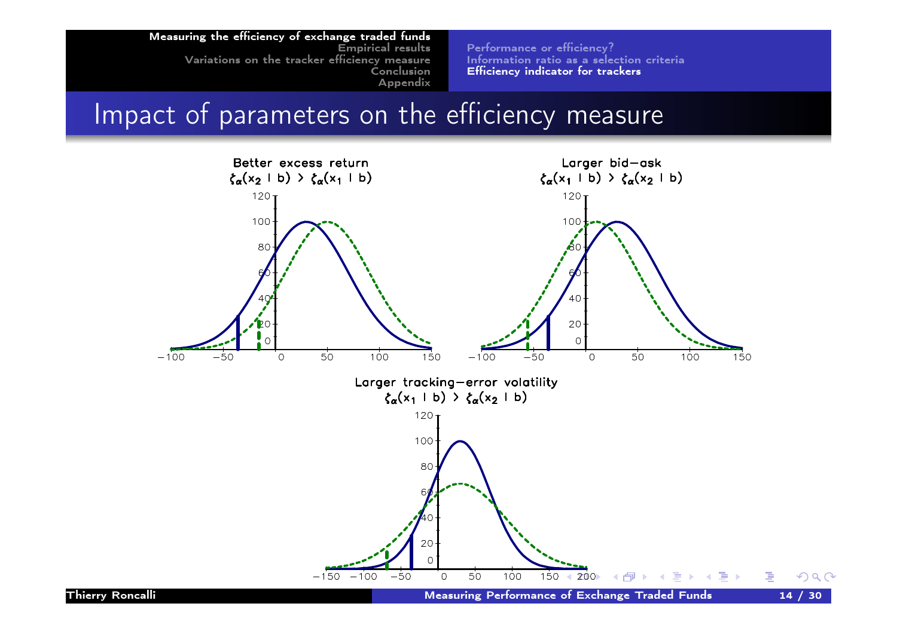# Impact of parameters on the efficiency measure

**Better excess return**

$\zeta_\alpha(x_2 \mid b) > \zeta_\alpha(x_1 \mid b)$

**Larger bid−ask**

$\zeta_\alpha(x_1 \mid b) > \zeta_\alpha(x_2 \mid b)$

**Larger tracking−error volatility**

$\zeta_\alpha(x_1 \mid b) > \zeta_\alpha(x_2 \mid b)$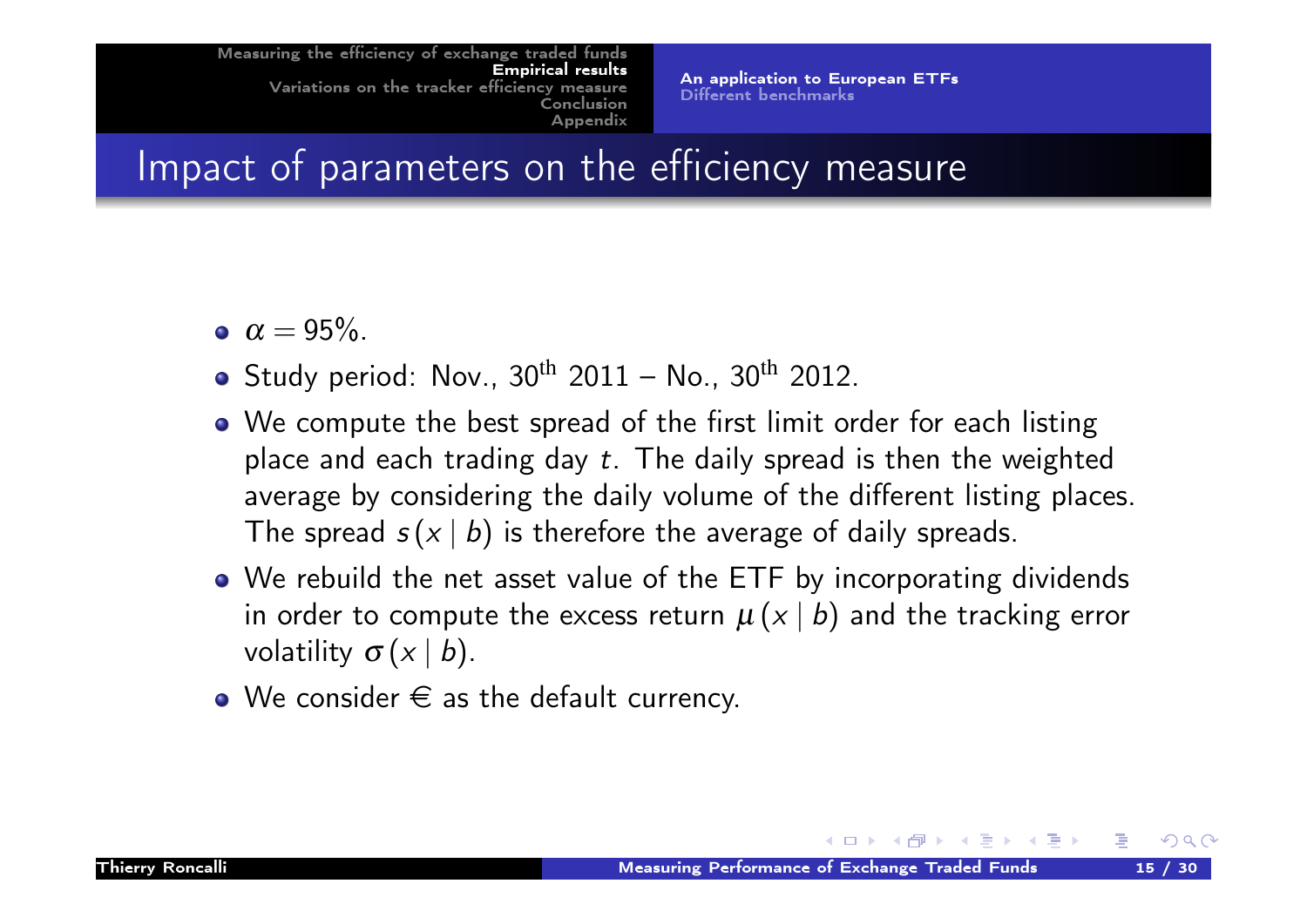# Impact of parameters on the efficiency measure

- $\alpha = 95\%$.
- Study period: Nov., 30$^{\text{th}}$ 2011 – No., 30$^{\text{th}}$ 2012.
- We compute the best spread of the first limit order for each listing place and each trading day $t$. The daily spread is then the weighted average by considering the daily volume of the different listing places. The spread $s(x \mid b)$ is therefore the average of daily spreads.
- We rebuild the net asset value of the ETF by incorporating dividends in order to compute the excess return $\mu(x \mid b)$ and the tracking error volatility $\sigma(x \mid b)$.
- We consider € as the default currency.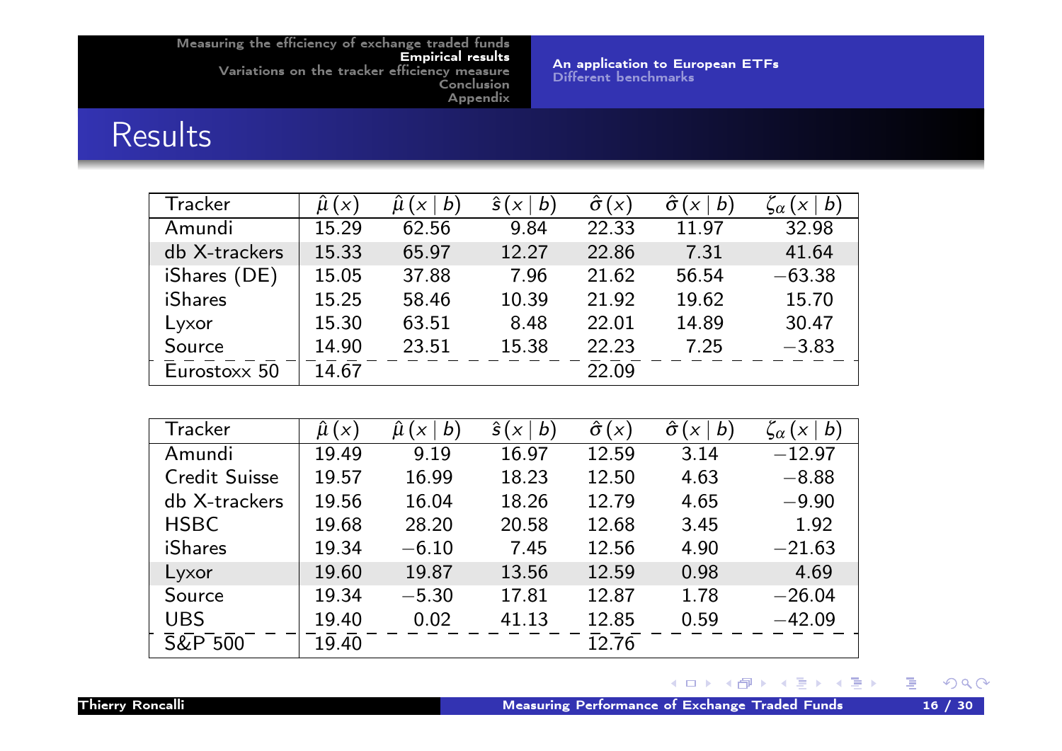# Results

| Tracker | $\hat{\mu}(x)$ | $\hat{\mu}(x \mid b)$ | $\hat{s}(x \mid b)$ | $\hat{\sigma}(x)$ | $\hat{\sigma}(x \mid b)$ | $\zeta_\alpha(x \mid b)$ |
|---|---|---|---|---|---|---|
| Amundi | 15.29 | 62.56 | 9.84 | 22.33 | 11.97 | 32.98 |
| db X-trackers | 15.33 | 65.97 | 12.27 | 22.86 | 7.31 | 41.64 |
| iShares (DE) | 15.05 | 37.88 | 7.96 | 21.62 | 56.54 | −63.38 |
| iShares | 15.25 | 58.46 | 10.39 | 21.92 | 19.62 | 15.70 |
| Lyxor | 15.30 | 63.51 | 8.48 | 22.01 | 14.89 | 30.47 |
| Source | 14.90 | 23.51 | 15.38 | 22.23 | 7.25 | −3.83 |
| Eurostoxx 50 | 14.67 | | | 22.09 | | |

| Tracker | $\hat{\mu}(x)$ | $\hat{\mu}(x \mid b)$ | $\hat{s}(x \mid b)$ | $\hat{\sigma}(x)$ | $\hat{\sigma}(x \mid b)$ | $\zeta_\alpha(x \mid b)$ |
|---|---|---|---|---|---|---|
| Amundi | 19.49 | 9.19 | 16.97 | 12.59 | 3.14 | −12.97 |
| Credit Suisse | 19.57 | 16.99 | 18.23 | 12.50 | 4.63 | −8.88 |
| db X-trackers | 19.56 | 16.04 | 18.26 | 12.79 | 4.65 | −9.90 |
| HSBC | 19.68 | 28.20 | 20.58 | 12.68 | 3.45 | 1.92 |
| iShares | 19.34 | −6.10 | 7.45 | 12.56 | 4.90 | −21.63 |
| Lyxor | 19.60 | 19.87 | 13.56 | 12.59 | 0.98 | 4.69 |
| Source | 19.34 | −5.30 | 17.81 | 12.87 | 1.78 | −26.04 |
| UBS | 19.40 | 0.02 | 41.13 | 12.85 | 0.59 | −42.09 |
| S&P 500 | 19.40 | | | 12.76 | | |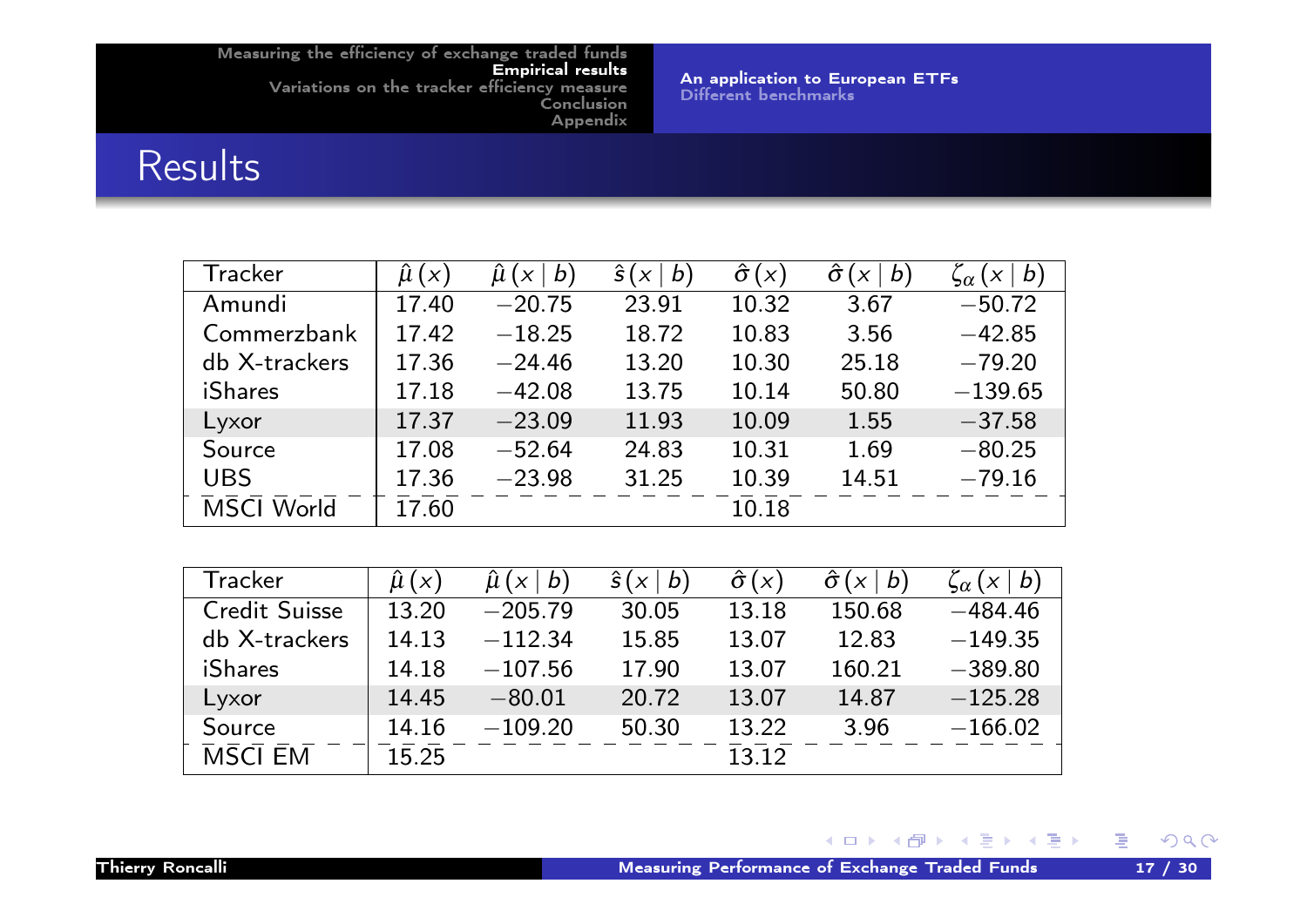# Results

| Tracker | $\hat{\mu}(x)$ | $\hat{\mu}(x \mid b)$ | $\hat{s}(x \mid b)$ | $\hat{\sigma}(x)$ | $\hat{\sigma}(x \mid b)$ | $\zeta_\alpha(x \mid b)$ |
|---|---|---|---|---|---|---|
| Amundi | 17.40 | $-20.75$ | 23.91 | 10.32 | 3.67 | $-50.72$ |
| Commerzbank | 17.42 | $-18.25$ | 18.72 | 10.83 | 3.56 | $-42.85$ |
| db X-trackers | 17.36 | $-24.46$ | 13.20 | 10.30 | 25.18 | $-79.20$ |
| iShares | 17.18 | $-42.08$ | 13.75 | 10.14 | 50.80 | $-139.65$ |
| Lyxor | 17.37 | $-23.09$ | 11.93 | 10.09 | 1.55 | $-37.58$ |
| Source | 17.08 | $-52.64$ | 24.83 | 10.31 | 1.69 | $-80.25$ |
| UBS | 17.36 | $-23.98$ | 31.25 | 10.39 | 14.51 | $-79.16$ |
| MSCI World | 17.60 | | | 10.18 | | |

| Tracker | $\hat{\mu}(x)$ | $\hat{\mu}(x \mid b)$ | $\hat{s}(x \mid b)$ | $\hat{\sigma}(x)$ | $\hat{\sigma}(x \mid b)$ | $\zeta_\alpha(x \mid b)$ |
|---|---|---|---|---|---|---|
| Credit Suisse | 13.20 | $-205.79$ | 30.05 | 13.18 | 150.68 | $-484.46$ |
| db X-trackers | 14.13 | $-112.34$ | 15.85 | 13.07 | 12.83 | $-149.35$ |
| iShares | 14.18 | $-107.56$ | 17.90 | 13.07 | 160.21 | $-389.80$ |
| Lyxor | 14.45 | $-80.01$ | 20.72 | 13.07 | 14.87 | $-125.28$ |
| Source | 14.16 | $-109.20$ | 50.30 | 13.22 | 3.96 | $-166.02$ |
| MSCI EM | 15.25 | | | 13.12 | | |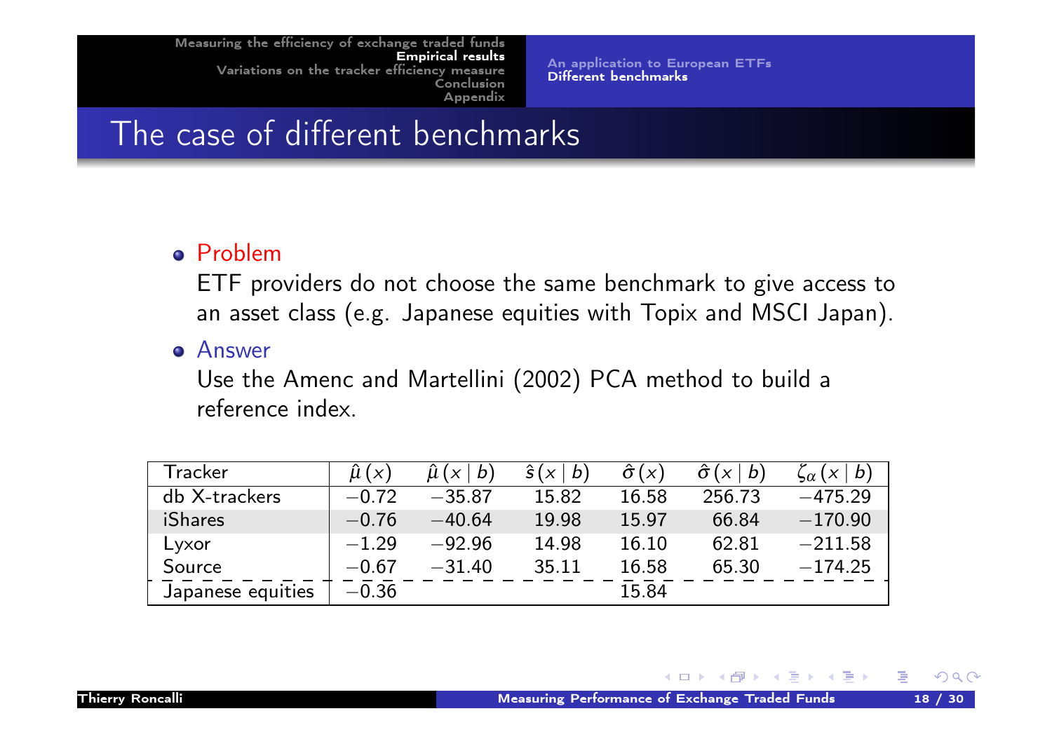# The case of different benchmarks

- **Problem**

  ETF providers do not choose the same benchmark to give access to an asset class (e.g. Japanese equities with Topix and MSCI Japan).

- **Answer**

  Use the Amenc and Martellini (2002) PCA method to build a reference index.

| Tracker | $\hat{\mu}(x)$ | $\hat{\mu}(x \mid b)$ | $\hat{s}(x \mid b)$ | $\hat{\sigma}(x)$ | $\hat{\sigma}(x \mid b)$ | $\zeta_{\alpha}(x \mid b)$ |
|---|---|---|---|---|---|---|
| db X-trackers | $-0.72$ | $-35.87$ | 15.82 | 16.58 | 256.73 | $-475.29$ |
| iShares | $-0.76$ | $-40.64$ | 19.98 | 15.97 | 66.84 | $-170.90$ |
| Lyxor | $-1.29$ | $-92.96$ | 14.98 | 16.10 | 62.81 | $-211.58$ |
| Source | $-0.67$ | $-31.40$ | 35.11 | 16.58 | 65.30 | $-174.25$ |
| Japanese equities | $-0.36$ | | | 15.84 | | |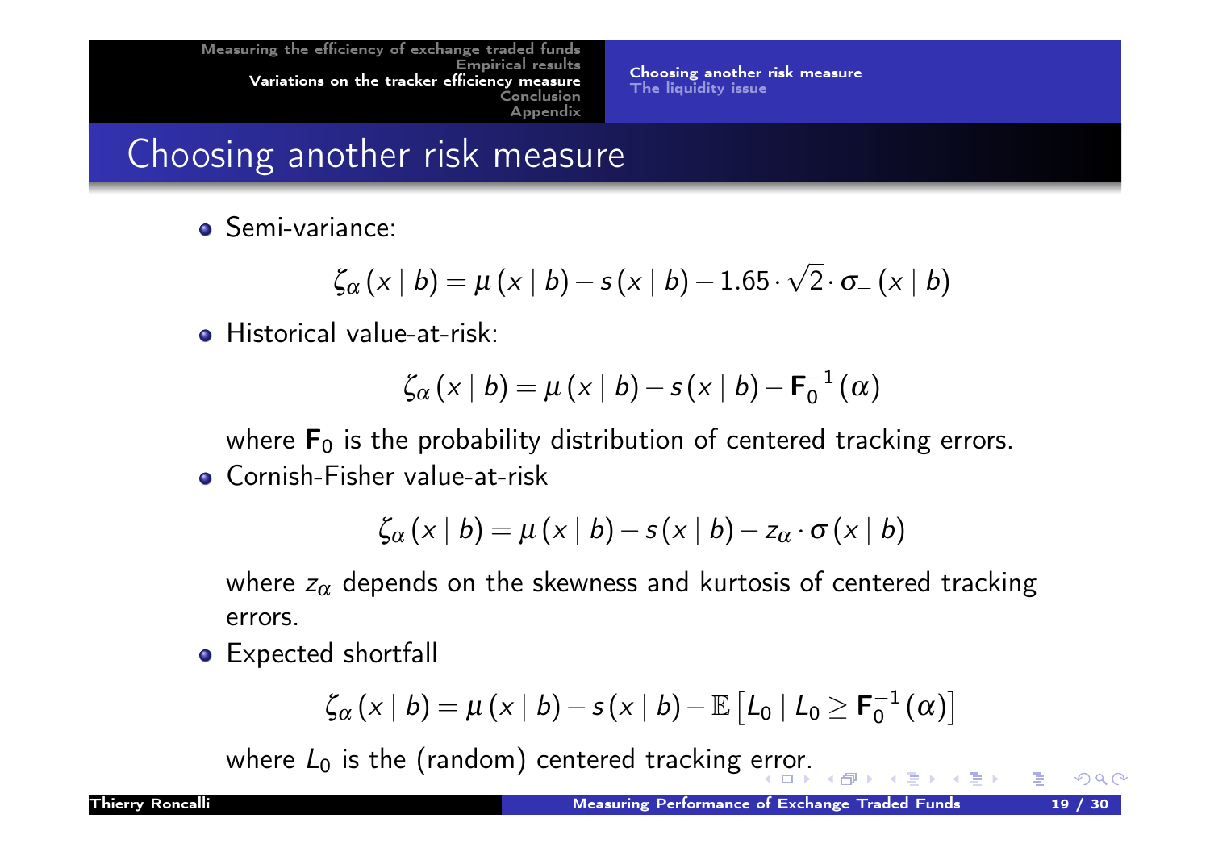# Choosing another risk measure

- Semi-variance:

$$\zeta_\alpha(x \mid b) = \mu(x \mid b) - s(x \mid b) - 1.65 \cdot \sqrt{2} \cdot \sigma_-(x \mid b)$$

- Historical value-at-risk:

$$\zeta_\alpha(x \mid b) = \mu(x \mid b) - s(x \mid b) - \mathbf{F}_0^{-1}(\alpha)$$

  where $\mathbf{F}_0$ is the probability distribution of centered tracking errors.

- Cornish-Fisher value-at-risk

$$\zeta_\alpha(x \mid b) = \mu(x \mid b) - s(x \mid b) - z_\alpha \cdot \sigma(x \mid b)$$

  where $z_\alpha$ depends on the skewness and kurtosis of centered tracking errors.

- Expected shortfall

$$\zeta_\alpha(x \mid b) = \mu(x \mid b) - s(x \mid b) - \mathbb{E}\left[L_0 \mid L_0 \geq \mathbf{F}_0^{-1}(\alpha)\right]$$

  where $L_0$ is the (random) centered tracking error.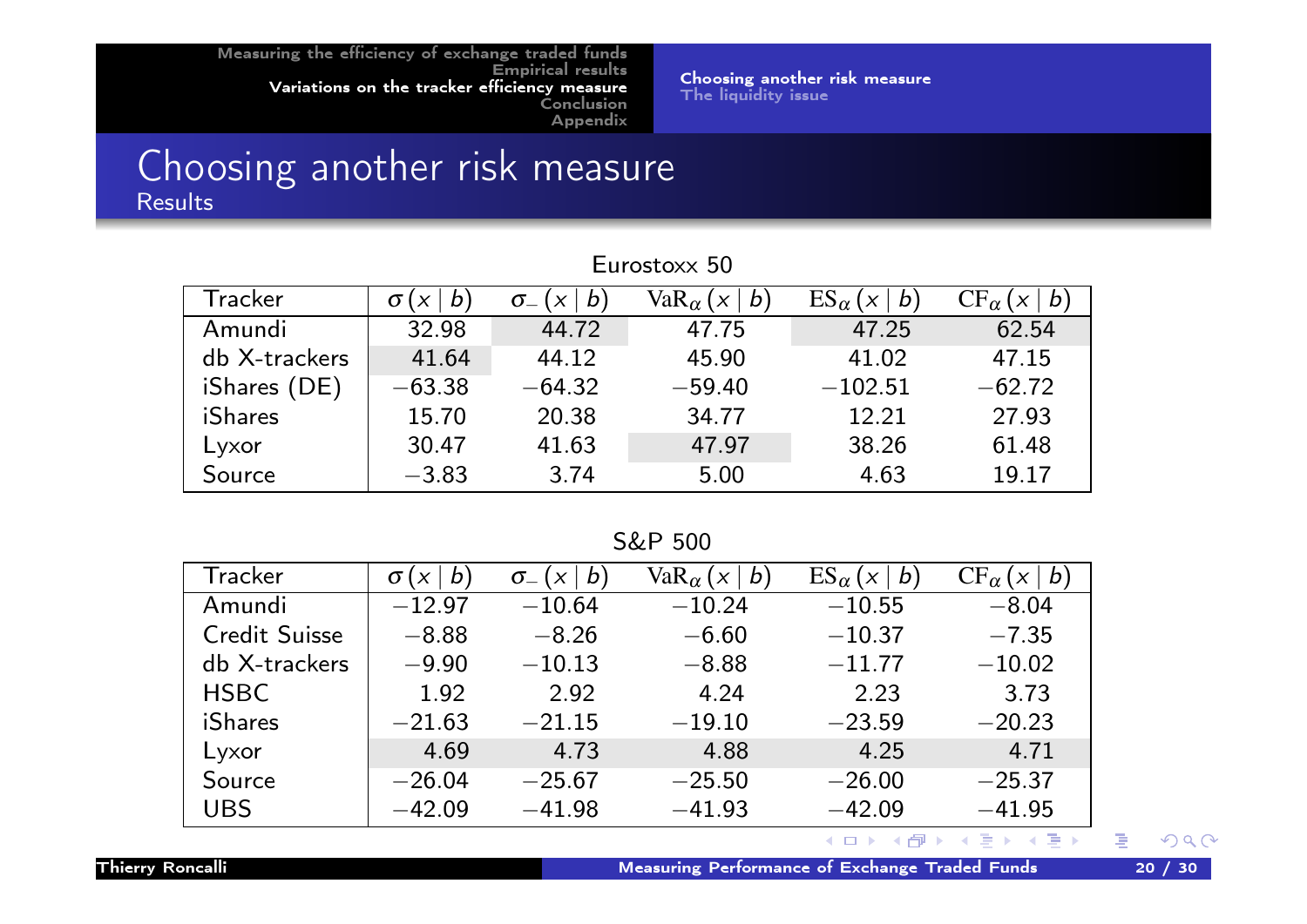# Choosing another risk measure

## Results

Eurostoxx 50

| Tracker | $\sigma(x \mid b)$ | $\sigma_{-}(x \mid b)$ | $\mathrm{VaR}_{\alpha}(x \mid b)$ | $\mathrm{ES}_{\alpha}(x \mid b)$ | $\mathrm{CF}_{\alpha}(x \mid b)$ |
|---|---|---|---|---|---|
| Amundi | 32.98 | 44.72 | 47.75 | 47.25 | 62.54 |
| db X-trackers | 41.64 | 44.12 | 45.90 | 41.02 | 47.15 |
| iShares (DE) | −63.38 | −64.32 | −59.40 | −102.51 | −62.72 |
| iShares | 15.70 | 20.38 | 34.77 | 12.21 | 27.93 |
| Lyxor | 30.47 | 41.63 | 47.97 | 38.26 | 61.48 |
| Source | −3.83 | 3.74 | 5.00 | 4.63 | 19.17 |

S&P 500

| Tracker | $\sigma(x \mid b)$ | $\sigma_{-}(x \mid b)$ | $\mathrm{VaR}_{\alpha}(x \mid b)$ | $\mathrm{ES}_{\alpha}(x \mid b)$ | $\mathrm{CF}_{\alpha}(x \mid b)$ |
|---|---|---|---|---|---|
| Amundi | −12.97 | −10.64 | −10.24 | −10.55 | −8.04 |
| Credit Suisse | −8.88 | −8.26 | −6.60 | −10.37 | −7.35 |
| db X-trackers | −9.90 | −10.13 | −8.88 | −11.77 | −10.02 |
| HSBC | 1.92 | 2.92 | 4.24 | 2.23 | 3.73 |
| iShares | −21.63 | −21.15 | −19.10 | −23.59 | −20.23 |
| Lyxor | 4.69 | 4.73 | 4.88 | 4.25 | 4.71 |
| Source | −26.04 | −25.67 | −25.50 | −26.00 | −25.37 |
| UBS | −42.09 | −41.98 | −41.93 | −42.09 | −41.95 |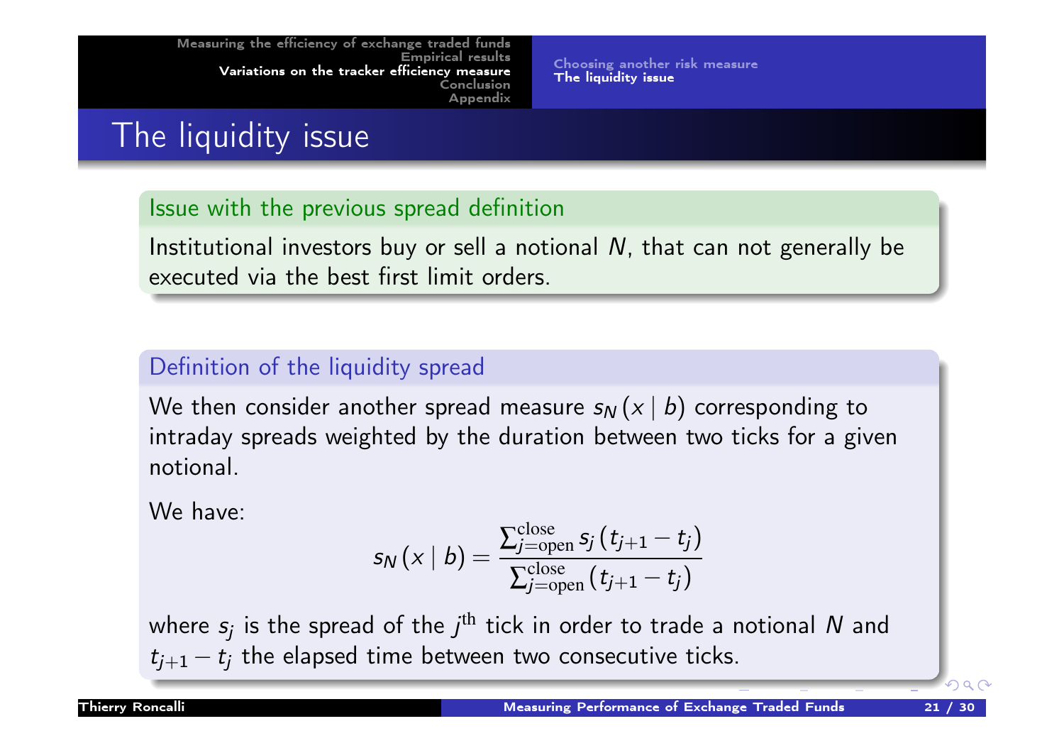# The liquidity issue

### Issue with the previous spread definition

Institutional investors buy or sell a notional $N$, that can not generally be executed via the best first limit orders.

### Definition of the liquidity spread

We then consider another spread measure $s_N(x \mid b)$ corresponding to intraday spreads weighted by the duration between two ticks for a given notional.

We have:

$$s_N(x \mid b) = \frac{\sum_{j=\text{open}}^{\text{close}} s_j (t_{j+1} - t_j)}{\sum_{j=\text{open}}^{\text{close}} (t_{j+1} - t_j)}$$

where $s_j$ is the spread of the $j^{\text{th}}$ tick in order to trade a notional $N$ and $t_{j+1} - t_j$ the elapsed time between two consecutive ticks.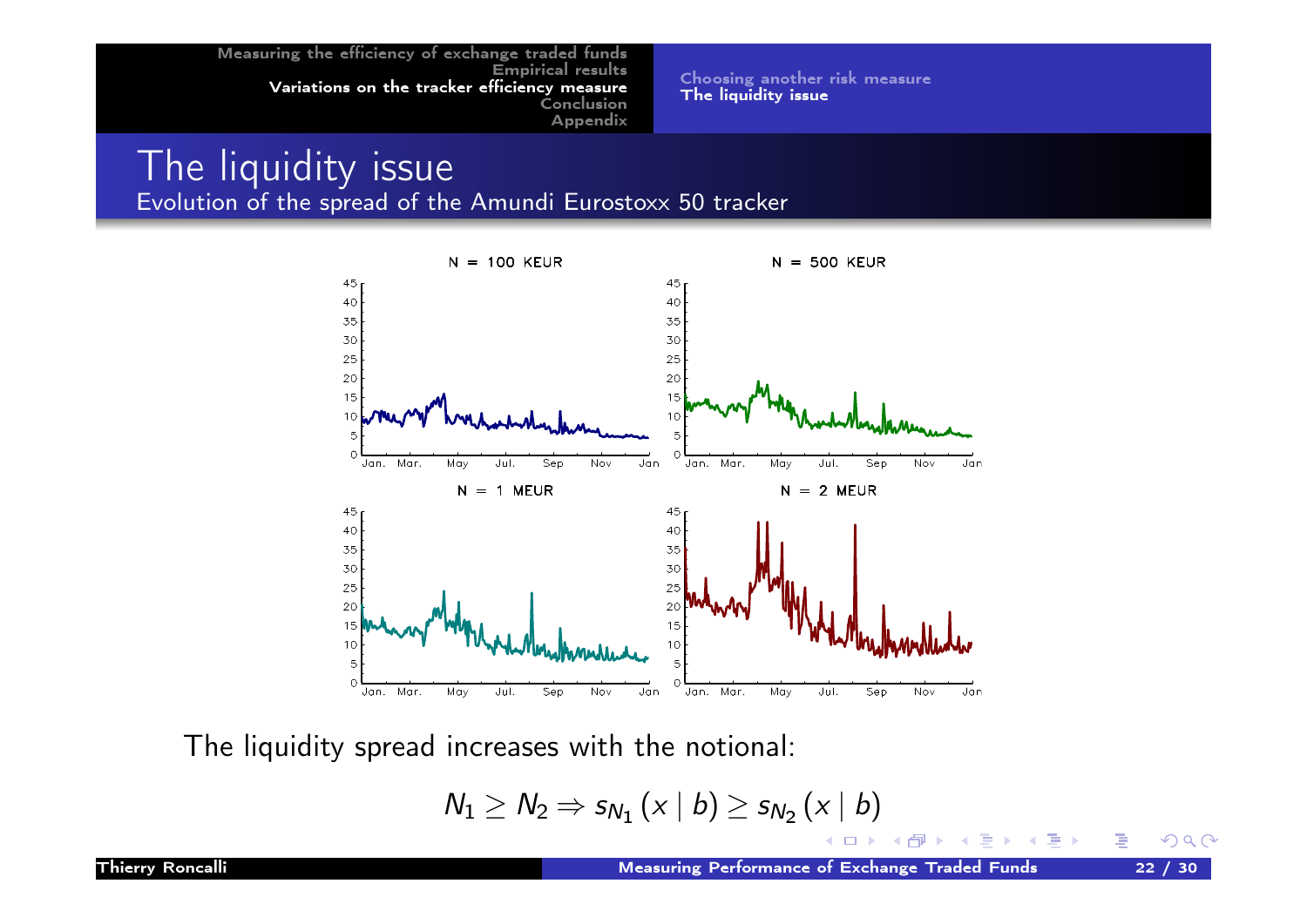# The liquidity issue

## Evolution of the spread of the Amundi Eurostoxx 50 tracker

The liquidity spread increases with the notional:

$$N_1 \geq N_2 \Rightarrow s_{N_1}(x \mid b) \geq s_{N_2}(x \mid b)$$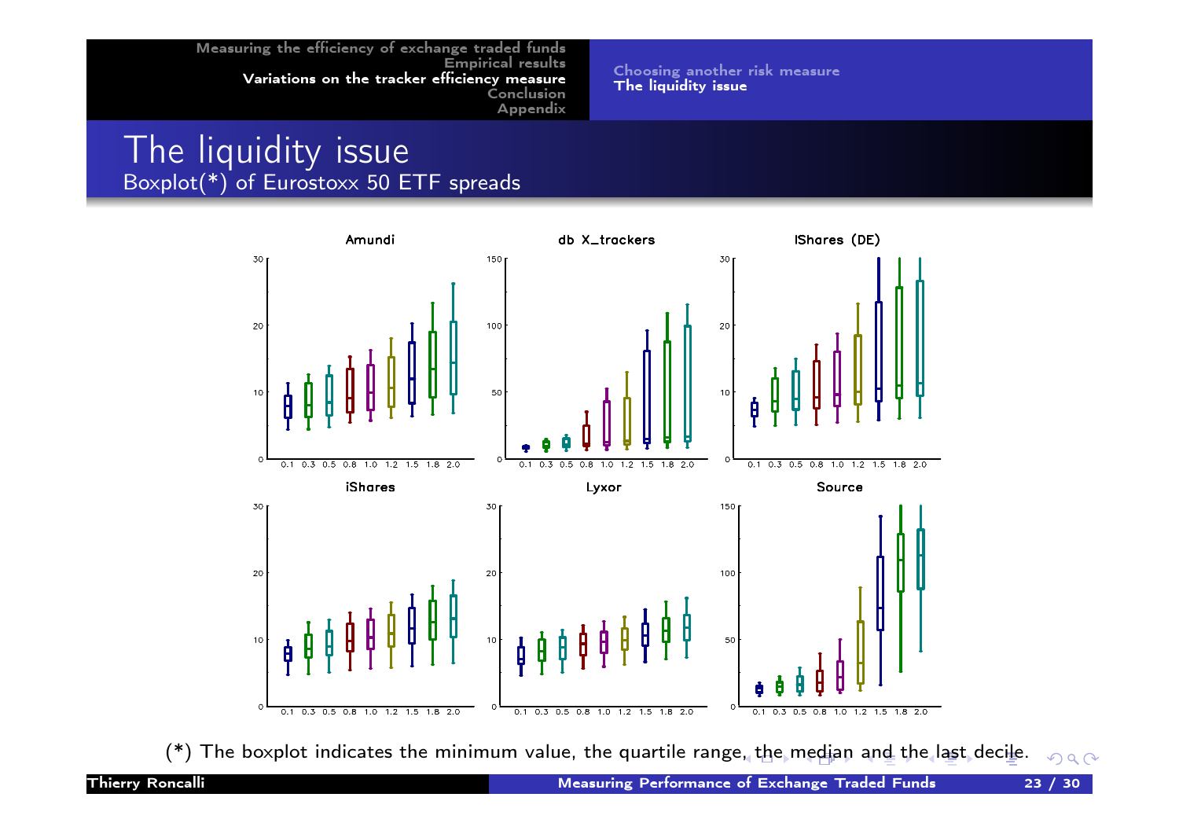# The liquidity issue

## Boxplot(*) of Eurostoxx 50 ETF spreads

(*) The boxplot indicates the minimum value, the quartile range, the median and the last decile.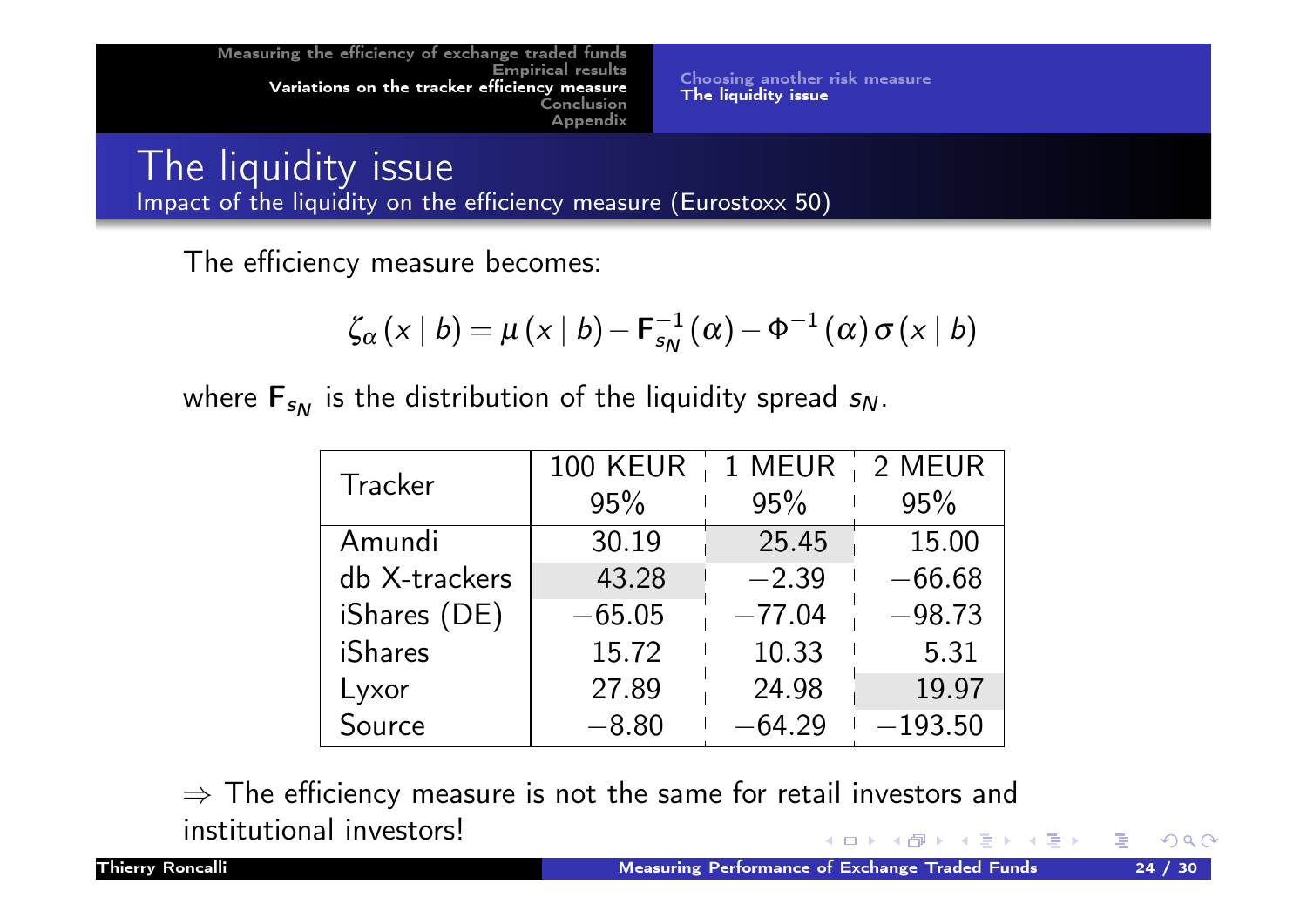# The liquidity issue

## Impact of the liquidity on the efficiency measure (Eurostoxx 50)

The efficiency measure becomes:

$$\zeta_{\alpha}(x \mid b) = \mu(x \mid b) - \mathbf{F}_{s_N}^{-1}(\alpha) - \Phi^{-1}(\alpha)\,\sigma(x \mid b)$$

where $\mathbf{F}_{s_N}$ is the distribution of the liquidity spread $s_N$.

| Tracker | 100 KEUR | 1 MEUR | 2 MEUR |
|---|---|---|---|
| | 95% | 95% | 95% |
| Amundi | 30.19 | 25.45 | 15.00 |
| db X-trackers | 43.28 | −2.39 | −66.68 |
| iShares (DE) | −65.05 | −77.04 | −98.73 |
| iShares | 15.72 | 10.33 | 5.31 |
| Lyxor | 27.89 | 24.98 | 19.97 |
| Source | −8.80 | −64.29 | −193.50 |

$\Rightarrow$ The efficiency measure is not the same for retail investors and institutional investors!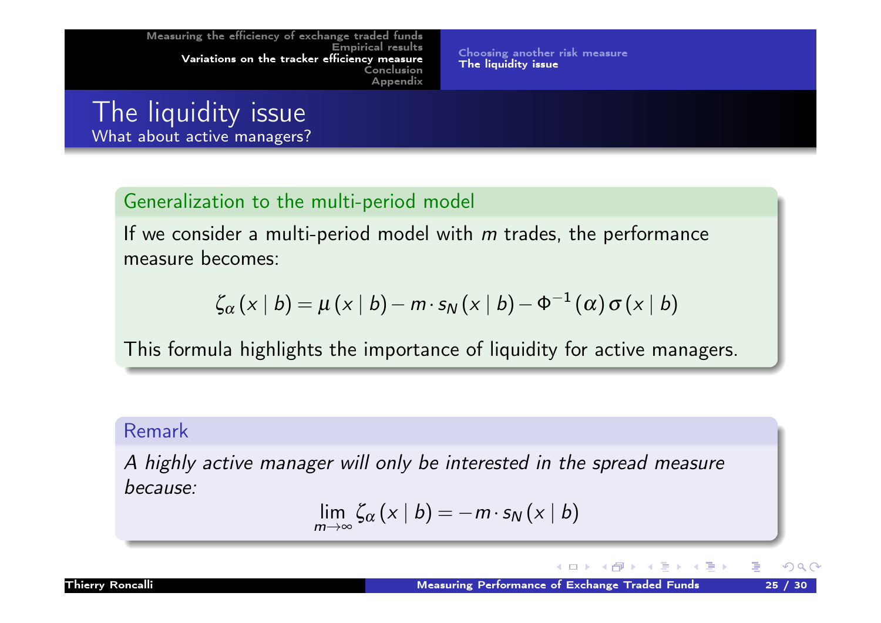# The liquidity issue

## What about active managers?

### Generalization to the multi-period model

If we consider a multi-period model with $m$ trades, the performance measure becomes:

$$\zeta_\alpha(x \mid b) = \mu(x \mid b) - m \cdot s_N(x \mid b) - \Phi^{-1}(\alpha)\,\sigma(x \mid b)$$

This formula highlights the importance of liquidity for active managers.

### Remark

*A highly active manager will only be interested in the spread measure because:*

$$\lim_{m \to \infty} \zeta_\alpha(x \mid b) = -m \cdot s_N(x \mid b)$$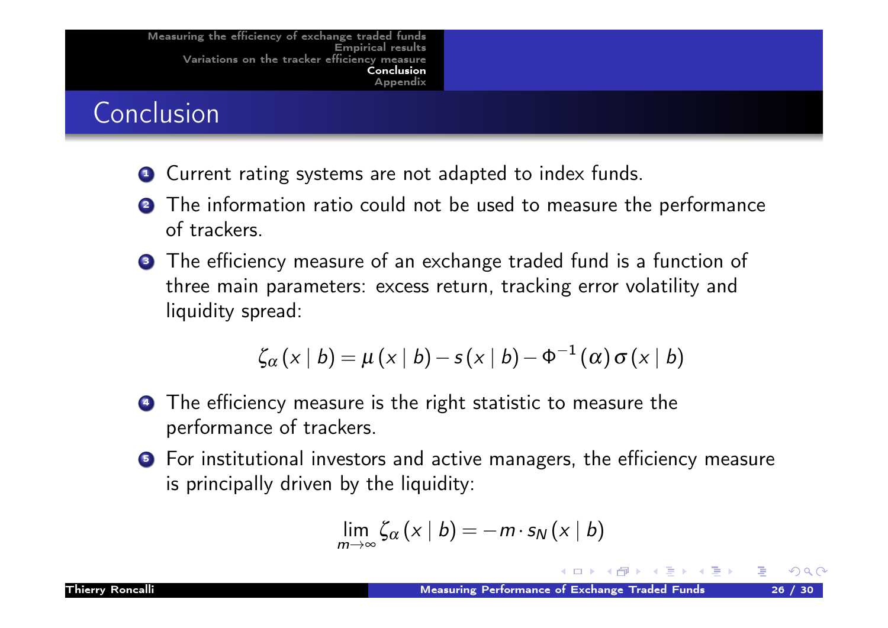# Conclusion

1. Current rating systems are not adapted to index funds.
2. The information ratio could not be used to measure the performance of trackers.
3. The efficiency measure of an exchange traded fund is a function of three main parameters: excess return, tracking error volatility and liquidity spread:

$$\zeta_\alpha(x \mid b) = \mu(x \mid b) - s(x \mid b) - \Phi^{-1}(\alpha)\,\sigma(x \mid b)$$

4. The efficiency measure is the right statistic to measure the performance of trackers.
5. For institutional investors and active managers, the efficiency measure is principally driven by the liquidity:

$$\lim_{m \to \infty} \zeta_\alpha(x \mid b) = -m \cdot s_N(x \mid b)$$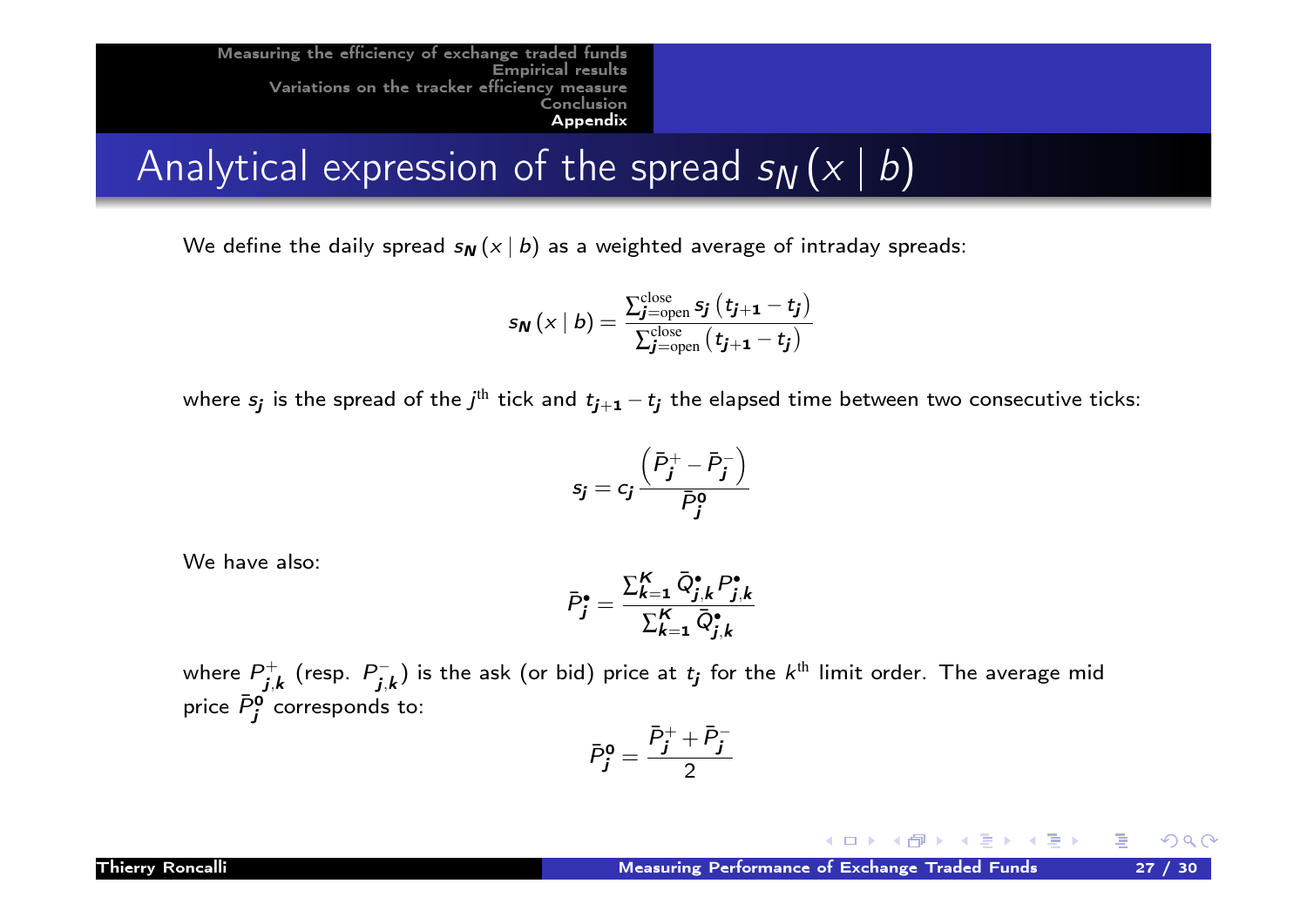# Analytical expression of the spread $s_N(x \mid b)$

We define the daily spread $s_N(x \mid b)$ as a weighted average of intraday spreads:

$$s_N(x \mid b) = \frac{\sum_{j=\text{open}}^{\text{close}} s_j \left(t_{j+1} - t_j\right)}{\sum_{j=\text{open}}^{\text{close}} \left(t_{j+1} - t_j\right)}$$

where $s_j$ is the spread of the $j^{\text{th}}$ tick and $t_{j+1} - t_j$ the elapsed time between two consecutive ticks:

$$s_j = c_j \frac{\left(\bar{P}_j^{+} - \bar{P}_j^{-}\right)}{\bar{P}_j^{0}}$$

We have also:

$$\bar{P}_j^{\bullet} = \frac{\sum_{k=1}^{K} \bar{Q}_{j,k}^{\bullet} P_{j,k}^{\bullet}}{\sum_{k=1}^{K} \bar{Q}_{j,k}^{\bullet}}$$

where $P_{j,k}^{+}$ (resp. $P_{j,k}^{-}$) is the ask (or bid) price at $t_j$ for the $k^{\text{th}}$ limit order. The average mid price $\bar{P}_j^{0}$ corresponds to:

$$\bar{P}_j^{0} = \frac{\bar{P}_j^{+} + \bar{P}_j^{-}}{2}$$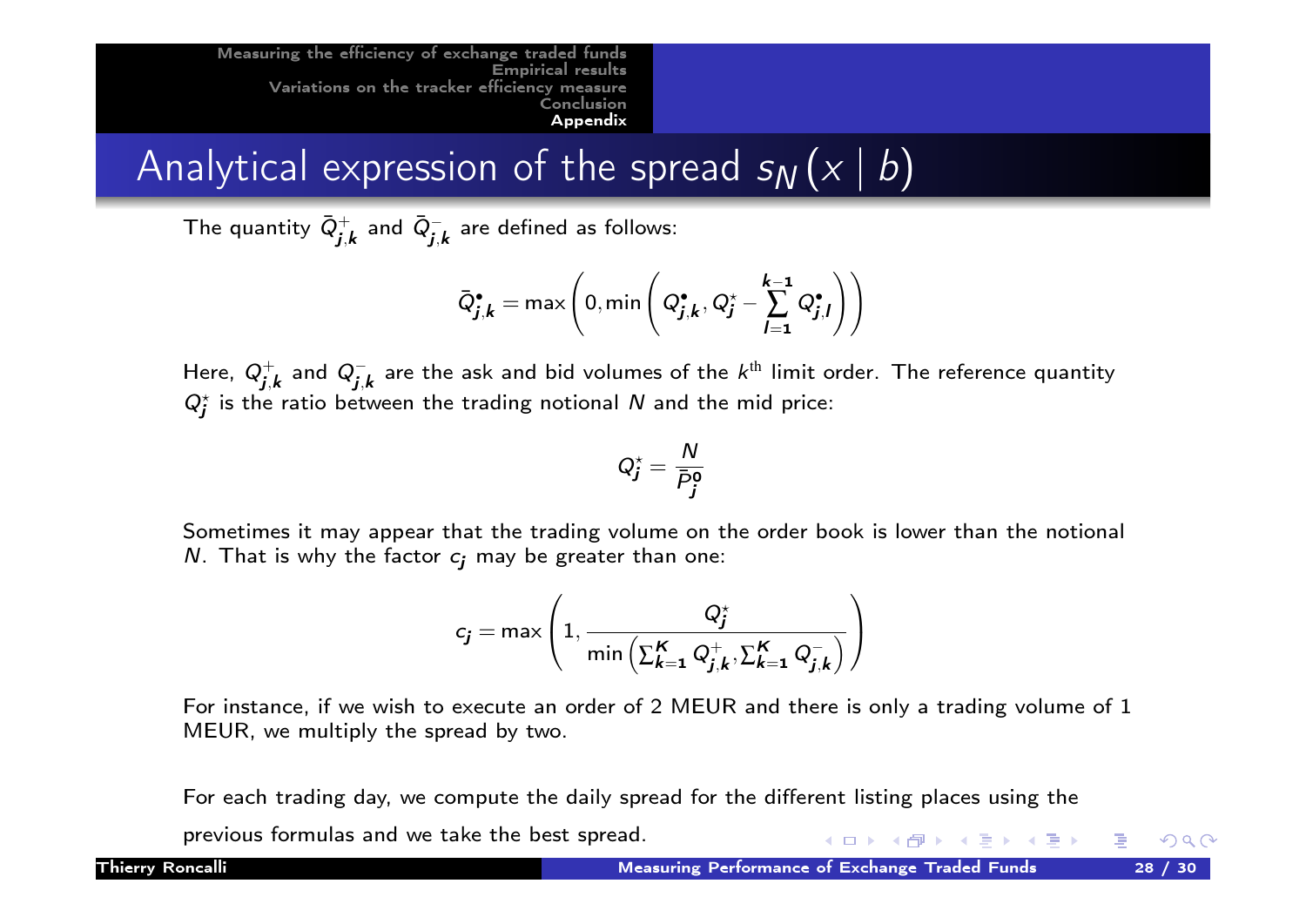# Analytical expression of the spread $s_N(x \mid b)$

The quantity $\bar{Q}^+_{j,k}$ and $\bar{Q}^-_{j,k}$ are defined as follows:

$$\bar{Q}^\bullet_{j,k} = \max\left(0, \min\left(Q^\bullet_{j,k}, Q^\star_j - \sum_{l=1}^{k-1} Q^\bullet_{j,l}\right)\right)$$

Here, $Q^+_{j,k}$ and $Q^-_{j,k}$ are the ask and bid volumes of the $k^{\text{th}}$ limit order. The reference quantity $Q^\star_j$ is the ratio between the trading notional $N$ and the mid price:

$$Q^\star_j = \frac{N}{\bar{P}^0_j}$$

Sometimes it may appear that the trading volume on the order book is lower than the notional $N$. That is why the factor $c_j$ may be greater than one:

$$c_j = \max\left(1, \frac{Q^\star_j}{\min\left(\sum_{k=1}^K Q^+_{j,k}, \sum_{k=1}^K Q^-_{j,k}\right)}\right)$$

For instance, if we wish to execute an order of 2 MEUR and there is only a trading volume of 1 MEUR, we multiply the spread by two.

For each trading day, we compute the daily spread for the different listing places using the previous formulas and we take the best spread.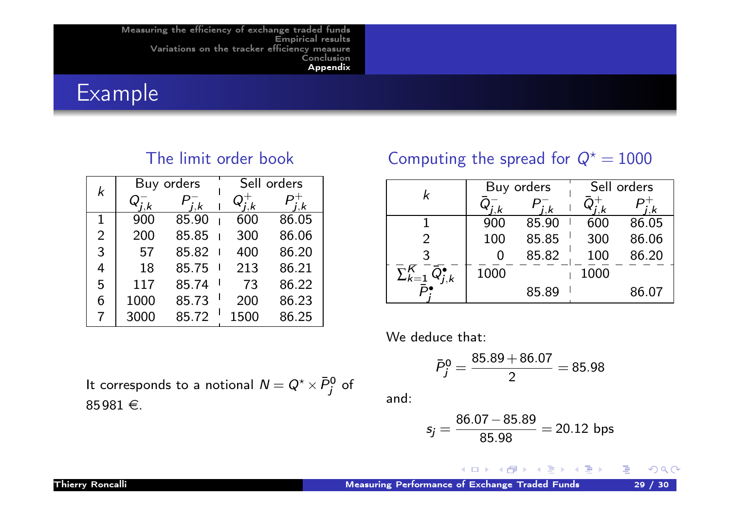# Example

## The limit order book

| $k$ | Buy orders | | Sell orders | |
|---|---|---|---|---|
| | $Q^-_{j,k}$ | $P^-_{j,k}$ | $Q^+_{j,k}$ | $P^+_{j,k}$ |
| 1 | 900 | 85.90 | 600 | 86.05 |
| 2 | 200 | 85.85 | 300 | 86.06 |
| 3 | 57 | 85.82 | 400 | 86.20 |
| 4 | 18 | 85.75 | 213 | 86.21 |
| 5 | 117 | 85.74 | 73 | 86.22 |
| 6 | 1000 | 85.73 | 200 | 86.23 |
| 7 | 3000 | 85.72 | 1500 | 86.25 |

## Computing the spread for $Q^\star = 1000$

| $k$ | Buy orders | | Sell orders | |
|---|---|---|---|---|
| | $\bar{Q}^-_{j,k}$ | $P^-_{j,k}$ | $\bar{Q}^+_{j,k}$ | $P^+_{j,k}$ |
| 1 | 900 | 85.90 | 600 | 86.05 |
| 2 | 100 | 85.85 | 300 | 86.06 |
| 3 | 0 | 85.82 | 100 | 86.20 |
| $\sum_{k=1}^{K} \bar{Q}^\bullet_{j,k}$ | 1000 | | 1000 | |
| $\bar{P}^\bullet_j$ | | 85.89 | | 86.07 |

We deduce that:

$$\bar{P}^0_j = \frac{85.89 + 86.07}{2} = 85.98$$

and:

$$s_j = \frac{86.07 - 85.89}{85.98} = 20.12 \text{ bps}$$

It corresponds to a notional $N = Q^\star \times \bar{P}^0_j$ of 85 981 €.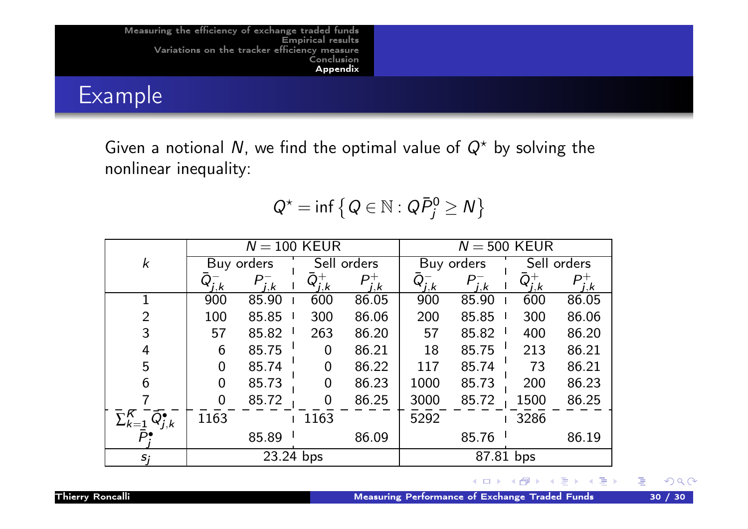# Example

Given a notional $N$, we find the optimal value of $Q^{\star}$ by solving the nonlinear inequality:

$$Q^{\star} = \inf \left\{ Q \in \mathbb{N} : Q \bar{P}_j^0 \geq N \right\}$$

| $k$ | $N = 100$ KEUR | | | | $N = 500$ KEUR | | | |
|---|---|---|---|---|---|---|---|---|
| | Buy orders | | Sell orders | | Buy orders | | Sell orders | |
| | $\bar{Q}^-_{j,k}$ | $P^-_{j,k}$ | $\bar{Q}^+_{j,k}$ | $P^+_{j,k}$ | $\bar{Q}^-_{j,k}$ | $P^-_{j,k}$ | $\bar{Q}^+_{j,k}$ | $P^+_{j,k}$ |
| 1 | 900 | 85.90 | 600 | 86.05 | 900 | 85.90 | 600 | 86.05 |
| 2 | 100 | 85.85 | 300 | 86.06 | 200 | 85.85 | 300 | 86.06 |
| 3 | 57 | 85.82 | 263 | 86.20 | 57 | 85.82 | 400 | 86.20 |
| 4 | 6 | 85.75 | 0 | 86.21 | 18 | 85.75 | 213 | 86.21 |
| 5 | 0 | 85.74 | 0 | 86.22 | 117 | 85.74 | 73 | 86.21 |
| 6 | 0 | 85.73 | 0 | 86.23 | 1000 | 85.73 | 200 | 86.23 |
| 7 | 0 | 85.72 | 0 | 86.25 | 3000 | 85.72 | 1500 | 86.25 |
| $\sum_{k=1}^{K} \bar{Q}^{\bullet}_{j,k}$ | 1163 | | 1163 | | 5292 | | 3286 | |
| $\bar{P}^{\bullet}_j$ | | 85.89 | | 86.09 | | 85.76 | | 86.19 |
| $s_j$ | 23.24 bps | | | | 87.81 bps | | | |